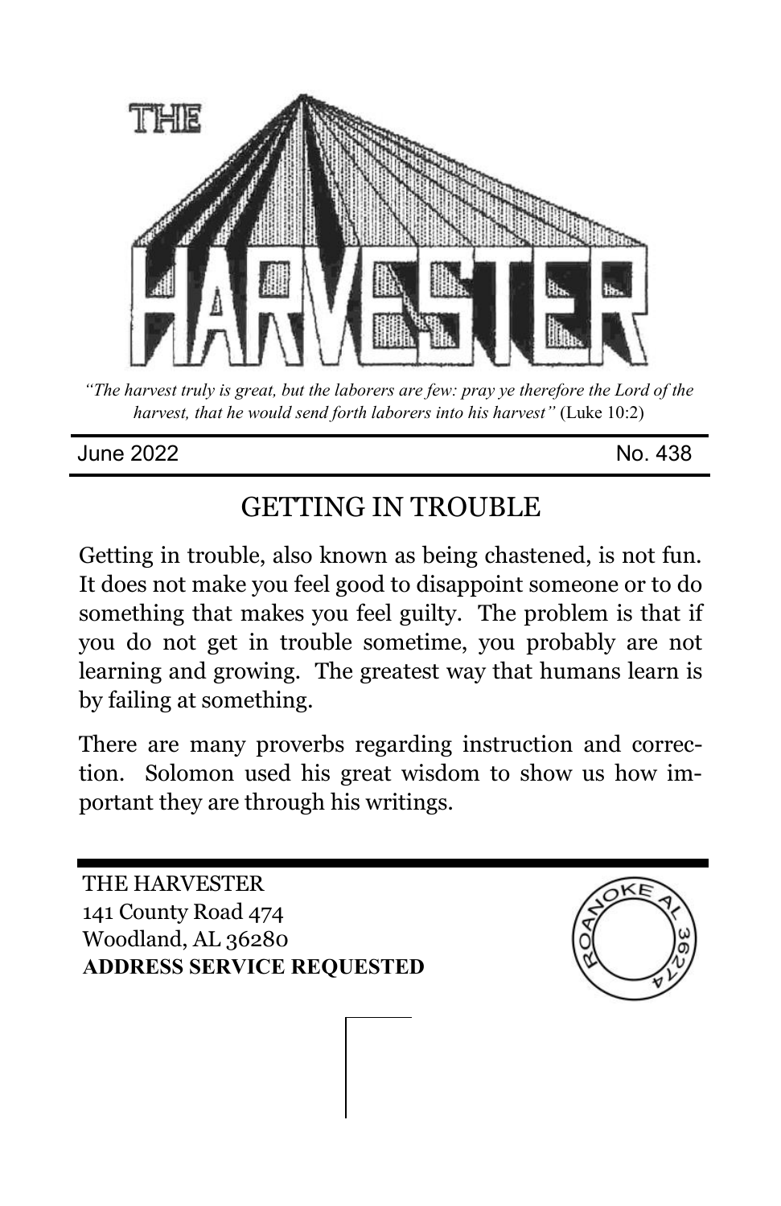# THE HARVESTER

*"The harvest truly is great, but the laborers are few: pray ye therefore the Lord of the harvest, that he would send forth laborers into his harvest"* (Luke 10:2)

June 2022 No. 438

## GETTING IN TROUBLE

Getting in trouble, also known as being chastened, is not fun. It does not make you feel good to disappoint someone or to do something that makes you feel guilty. The problem is that if you do not get in trouble sometime, you probably are not learning and growing. The greatest way that humans learn is by failing at something.

There are many proverbs regarding instruction and correction. Solomon used his great wisdom to show us how important they are through his writings.

THE HARVESTER
141 County Road 474
Woodland, AL 36280
**ADDRESS SERVICE REQUESTED**

ROANOKE AL 36274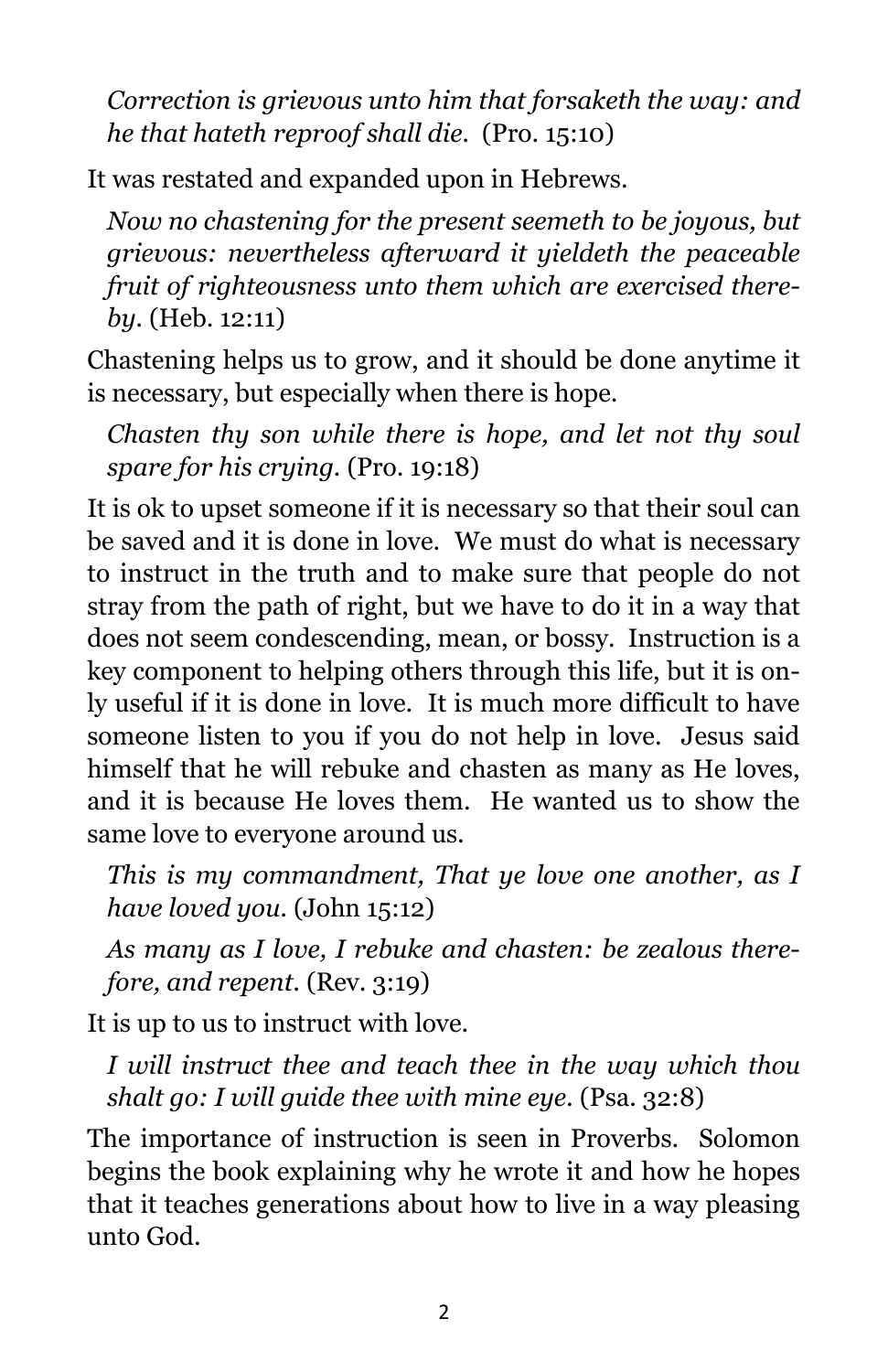*Correction is grievous unto him that forsaketh the way: and he that hateth reproof shall die.* (Pro. 15:10)

It was restated and expanded upon in Hebrews.

*Now no chastening for the present seemeth to be joyous, but grievous: nevertheless afterward it yieldeth the peaceable fruit of righteousness unto them which are exercised thereby.* (Heb. 12:11)

Chastening helps us to grow, and it should be done anytime it is necessary, but especially when there is hope.

*Chasten thy son while there is hope, and let not thy soul spare for his crying.* (Pro. 19:18)

It is ok to upset someone if it is necessary so that their soul can be saved and it is done in love. We must do what is necessary to instruct in the truth and to make sure that people do not stray from the path of right, but we have to do it in a way that does not seem condescending, mean, or bossy. Instruction is a key component to helping others through this life, but it is only useful if it is done in love. It is much more difficult to have someone listen to you if you do not help in love. Jesus said himself that he will rebuke and chasten as many as He loves, and it is because He loves them. He wanted us to show the same love to everyone around us.

*This is my commandment, That ye love one another, as I have loved you.* (John 15:12)

*As many as I love, I rebuke and chasten: be zealous therefore, and repent.* (Rev. 3:19)

It is up to us to instruct with love.

*I will instruct thee and teach thee in the way which thou shalt go: I will guide thee with mine eye.* (Psa. 32:8)

The importance of instruction is seen in Proverbs. Solomon begins the book explaining why he wrote it and how he hopes that it teaches generations about how to live in a way pleasing unto God.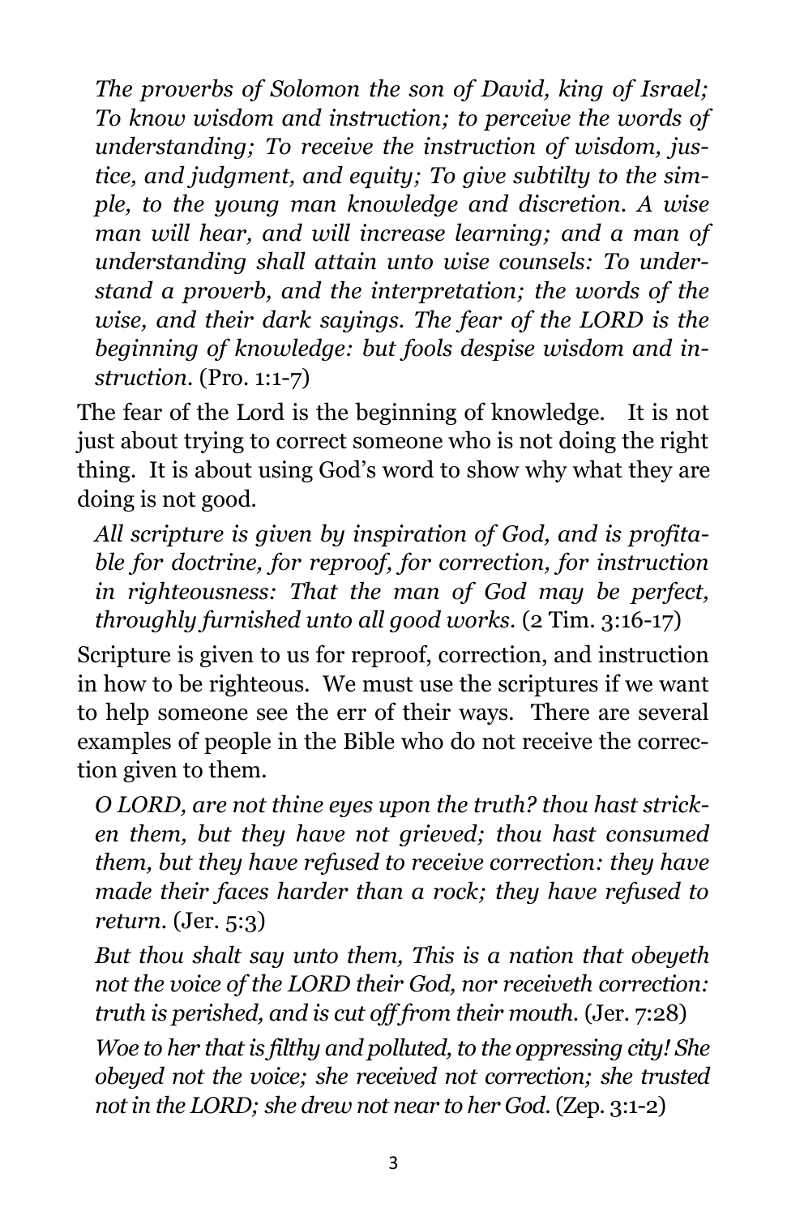*The proverbs of Solomon the son of David, king of Israel; To know wisdom and instruction; to perceive the words of understanding; To receive the instruction of wisdom, justice, and judgment, and equity; To give subtilty to the simple, to the young man knowledge and discretion. A wise man will hear, and will increase learning; and a man of understanding shall attain unto wise counsels: To understand a proverb, and the interpretation; the words of the wise, and their dark sayings. The fear of the LORD is the beginning of knowledge: but fools despise wisdom and instruction.* (Pro. 1:1-7)

The fear of the Lord is the beginning of knowledge. It is not just about trying to correct someone who is not doing the right thing. It is about using God's word to show why what they are doing is not good.

*All scripture is given by inspiration of God, and is profitable for doctrine, for reproof, for correction, for instruction in righteousness: That the man of God may be perfect, throughly furnished unto all good works.* (2 Tim. 3:16-17)

Scripture is given to us for reproof, correction, and instruction in how to be righteous. We must use the scriptures if we want to help someone see the err of their ways. There are several examples of people in the Bible who do not receive the correction given to them.

*O LORD, are not thine eyes upon the truth? thou hast stricken them, but they have not grieved; thou hast consumed them, but they have refused to receive correction: they have made their faces harder than a rock; they have refused to return.* (Jer. 5:3)

*But thou shalt say unto them, This is a nation that obeyeth not the voice of the LORD their God, nor receiveth correction: truth is perished, and is cut off from their mouth.* (Jer. 7:28)

*Woe to her that is filthy and polluted, to the oppressing city! She obeyed not the voice; she received not correction; she trusted not in the LORD; she drew not near to her God.* (Zep. 3:1-2)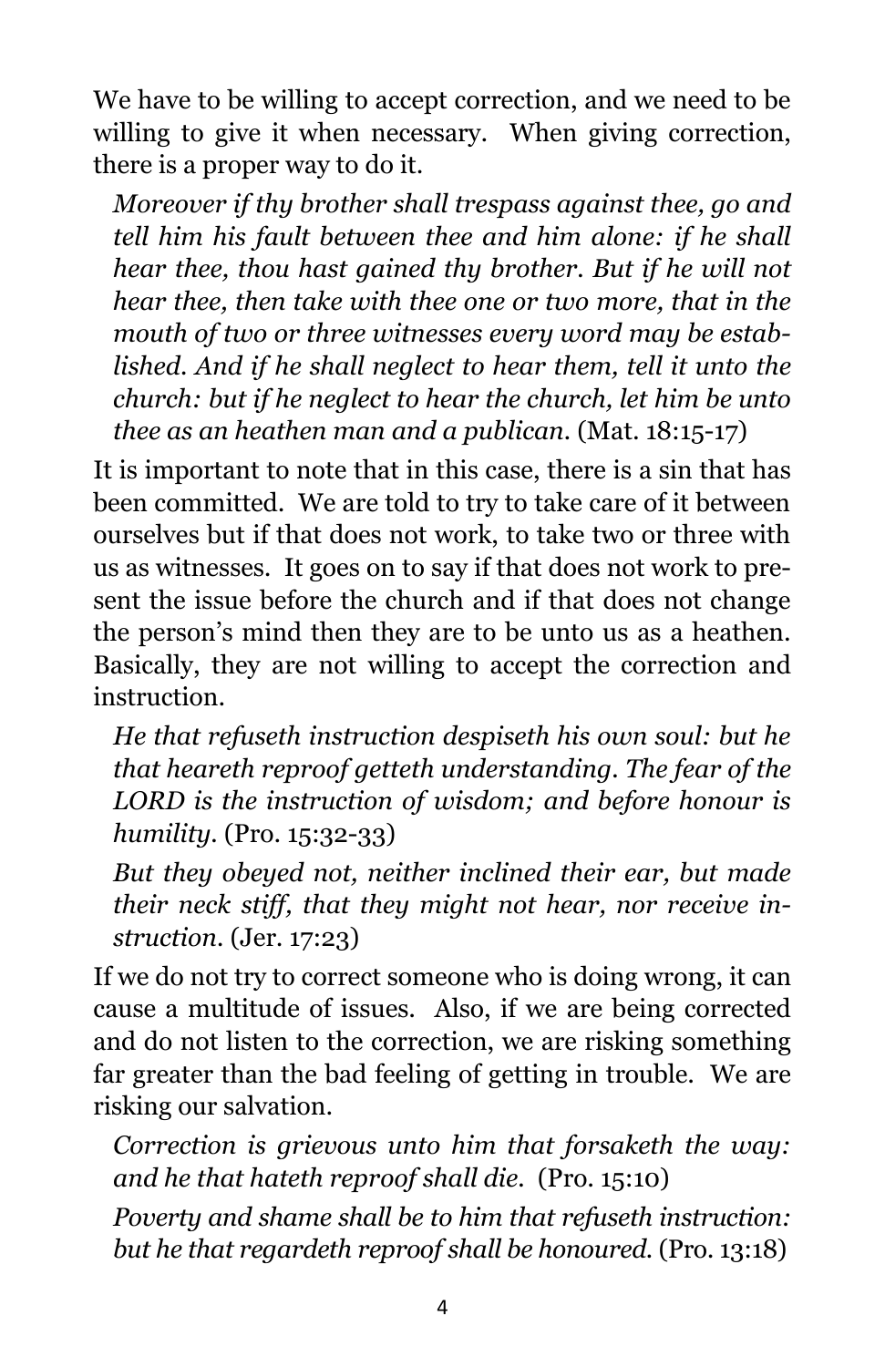We have to be willing to accept correction, and we need to be willing to give it when necessary. When giving correction, there is a proper way to do it.

> *Moreover if thy brother shall trespass against thee, go and tell him his fault between thee and him alone: if he shall hear thee, thou hast gained thy brother. But if he will not hear thee, then take with thee one or two more, that in the mouth of two or three witnesses every word may be established. And if he shall neglect to hear them, tell it unto the church: but if he neglect to hear the church, let him be unto thee as an heathen man and a publican.* (Mat. 18:15-17)

It is important to note that in this case, there is a sin that has been committed. We are told to try to take care of it between ourselves but if that does not work, to take two or three with us as witnesses. It goes on to say if that does not work to present the issue before the church and if that does not change the person's mind then they are to be unto us as a heathen. Basically, they are not willing to accept the correction and instruction.

> *He that refuseth instruction despiseth his own soul: but he that heareth reproof getteth understanding. The fear of the LORD is the instruction of wisdom; and before honour is humility.* (Pro. 15:32-33)

> *But they obeyed not, neither inclined their ear, but made their neck stiff, that they might not hear, nor receive instruction.* (Jer. 17:23)

If we do not try to correct someone who is doing wrong, it can cause a multitude of issues. Also, if we are being corrected and do not listen to the correction, we are risking something far greater than the bad feeling of getting in trouble. We are risking our salvation.

> *Correction is grievous unto him that forsaketh the way: and he that hateth reproof shall die.* (Pro. 15:10)

> *Poverty and shame shall be to him that refuseth instruction: but he that regardeth reproof shall be honoured.* (Pro. 13:18)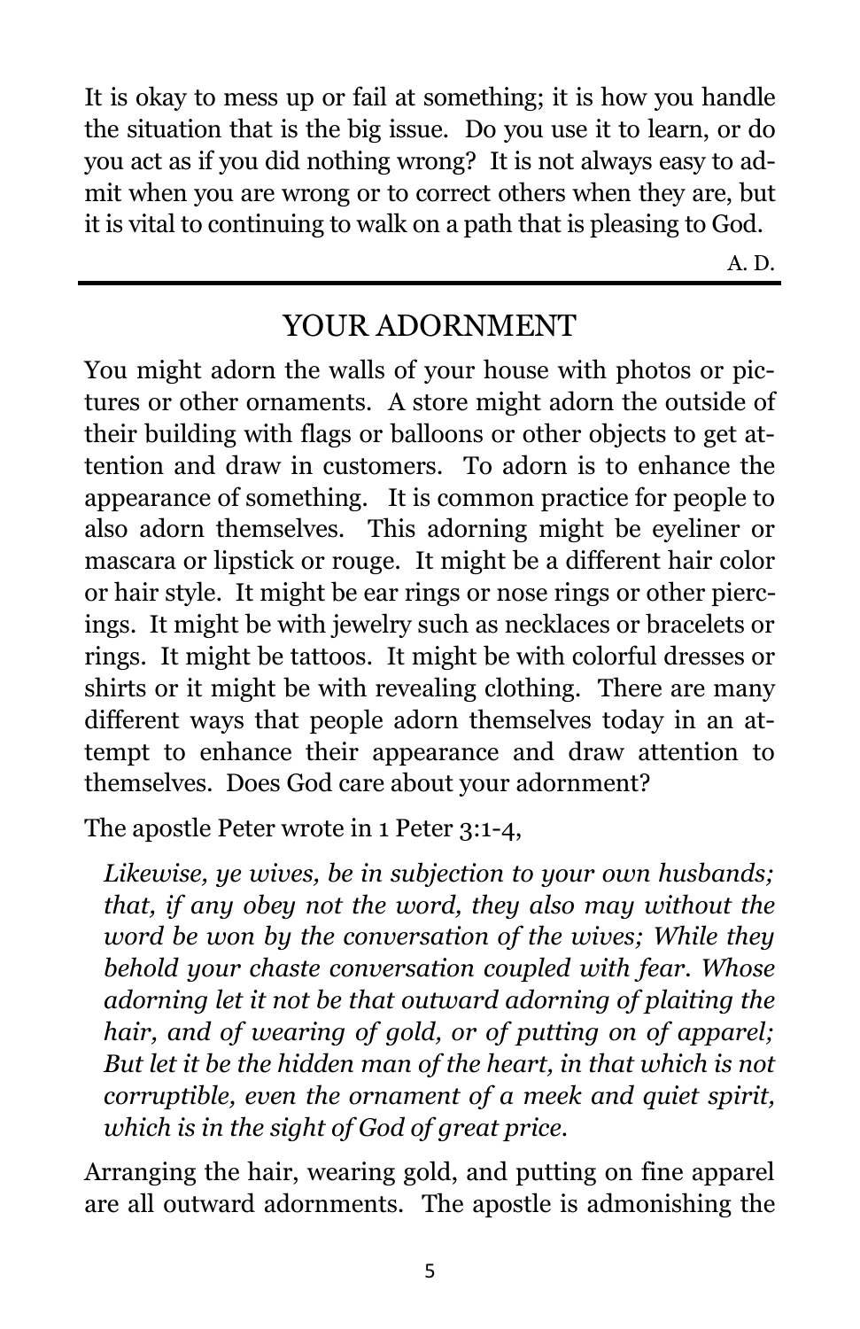It is okay to mess up or fail at something; it is how you handle the situation that is the big issue. Do you use it to learn, or do you act as if you did nothing wrong? It is not always easy to admit when you are wrong or to correct others when they are, but it is vital to continuing to walk on a path that is pleasing to God.

A. D.

---

## YOUR ADORNMENT

You might adorn the walls of your house with photos or pictures or other ornaments. A store might adorn the outside of their building with flags or balloons or other objects to get attention and draw in customers. To adorn is to enhance the appearance of something. It is common practice for people to also adorn themselves. This adorning might be eyeliner or mascara or lipstick or rouge. It might be a different hair color or hair style. It might be ear rings or nose rings or other piercings. It might be with jewelry such as necklaces or bracelets or rings. It might be tattoos. It might be with colorful dresses or shirts or it might be with revealing clothing. There are many different ways that people adorn themselves today in an attempt to enhance their appearance and draw attention to themselves. Does God care about your adornment?

The apostle Peter wrote in 1 Peter 3:1-4,

> *Likewise, ye wives, be in subjection to your own husbands; that, if any obey not the word, they also may without the word be won by the conversation of the wives; While they behold your chaste conversation coupled with fear. Whose adorning let it not be that outward adorning of plaiting the hair, and of wearing of gold, or of putting on of apparel; But let it be the hidden man of the heart, in that which is not corruptible, even the ornament of a meek and quiet spirit, which is in the sight of God of great price.*

Arranging the hair, wearing gold, and putting on fine apparel are all outward adornments. The apostle is admonishing the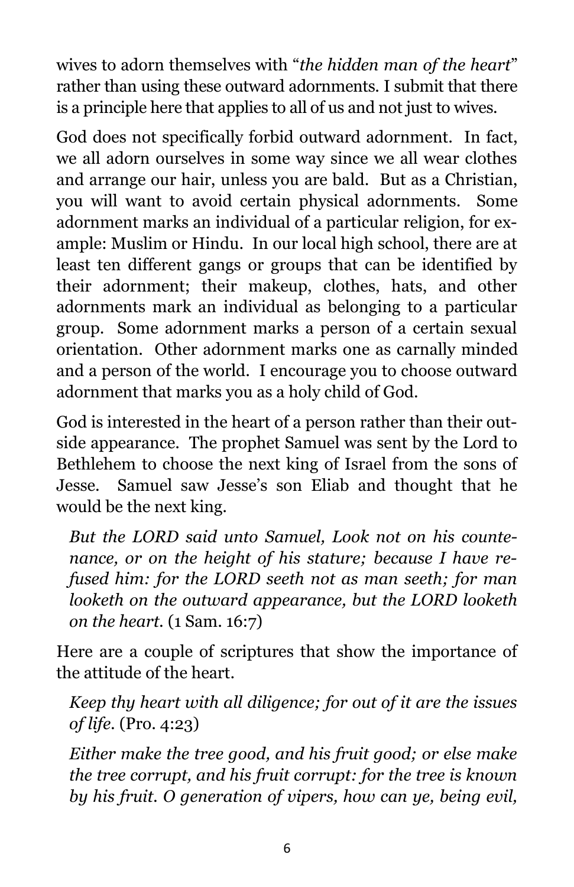wives to adorn themselves with "*the hidden man of the heart*" rather than using these outward adornments. I submit that there is a principle here that applies to all of us and not just to wives.

God does not specifically forbid outward adornment. In fact, we all adorn ourselves in some way since we all wear clothes and arrange our hair, unless you are bald. But as a Christian, you will want to avoid certain physical adornments. Some adornment marks an individual of a particular religion, for example: Muslim or Hindu. In our local high school, there are at least ten different gangs or groups that can be identified by their adornment; their makeup, clothes, hats, and other adornments mark an individual as belonging to a particular group. Some adornment marks a person of a certain sexual orientation. Other adornment marks one as carnally minded and a person of the world. I encourage you to choose outward adornment that marks you as a holy child of God.

God is interested in the heart of a person rather than their outside appearance. The prophet Samuel was sent by the Lord to Bethlehem to choose the next king of Israel from the sons of Jesse. Samuel saw Jesse's son Eliab and thought that he would be the next king.

> *But the LORD said unto Samuel, Look not on his countenance, or on the height of his stature; because I have refused him: for the LORD seeth not as man seeth; for man looketh on the outward appearance, but the LORD looketh on the heart.* (1 Sam. 16:7)

Here are a couple of scriptures that show the importance of the attitude of the heart.

> *Keep thy heart with all diligence; for out of it are the issues of life.* (Pro. 4:23)

> *Either make the tree good, and his fruit good; or else make the tree corrupt, and his fruit corrupt: for the tree is known by his fruit. O generation of vipers, how can ye, being evil,*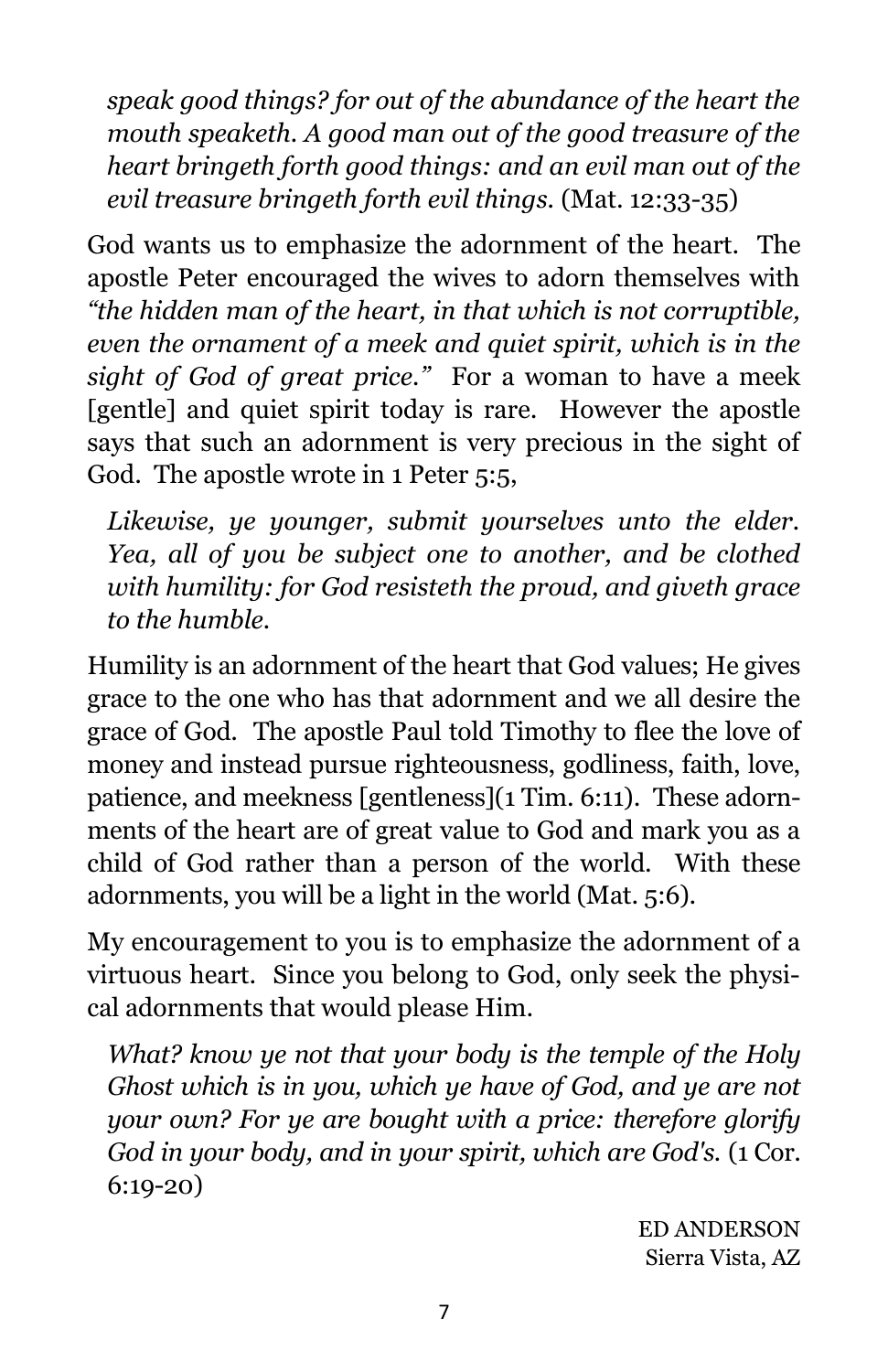*speak good things? for out of the abundance of the heart the mouth speaketh. A good man out of the good treasure of the heart bringeth forth good things: and an evil man out of the evil treasure bringeth forth evil things.* (Mat. 12:33-35)

God wants us to emphasize the adornment of the heart. The apostle Peter encouraged the wives to adorn themselves with *"the hidden man of the heart, in that which is not corruptible, even the ornament of a meek and quiet spirit, which is in the sight of God of great price."* For a woman to have a meek [gentle] and quiet spirit today is rare. However the apostle says that such an adornment is very precious in the sight of God. The apostle wrote in 1 Peter 5:5,

*Likewise, ye younger, submit yourselves unto the elder. Yea, all of you be subject one to another, and be clothed with humility: for God resisteth the proud, and giveth grace to the humble.*

Humility is an adornment of the heart that God values; He gives grace to the one who has that adornment and we all desire the grace of God. The apostle Paul told Timothy to flee the love of money and instead pursue righteousness, godliness, faith, love, patience, and meekness [gentleness](1 Tim. 6:11). These adornments of the heart are of great value to God and mark you as a child of God rather than a person of the world. With these adornments, you will be a light in the world (Mat. 5:6).

My encouragement to you is to emphasize the adornment of a virtuous heart. Since you belong to God, only seek the physical adornments that would please Him.

*What? know ye not that your body is the temple of the Holy Ghost which is in you, which ye have of God, and ye are not your own? For ye are bought with a price: therefore glorify God in your body, and in your spirit, which are God's.* (1 Cor. 6:19-20)

ED ANDERSON
Sierra Vista, AZ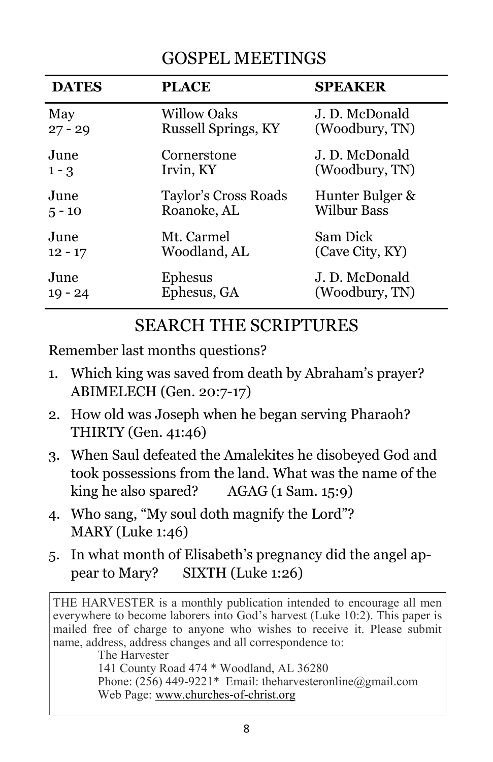## GOSPEL MEETINGS

| DATES | PLACE | SPEAKER |
|---|---|---|
| May 27 - 29 | Willow Oaks Russell Springs, KY | J. D. McDonald (Woodbury, TN) |
| June 1 - 3 | Cornerstone Irvin, KY | J. D. McDonald (Woodbury, TN) |
| June 5 - 10 | Taylor's Cross Roads Roanoke, AL | Hunter Bulger & Wilbur Bass |
| June 12 - 17 | Mt. Carmel Woodland, AL | Sam Dick (Cave City, KY) |
| June 19 - 24 | Ephesus Ephesus, GA | J. D. McDonald (Woodbury, TN) |

## SEARCH THE SCRIPTURES

Remember last months questions?

1. Which king was saved from death by Abraham's prayer? ABIMELECH (Gen. 20:7-17)
2. How old was Joseph when he began serving Pharaoh? THIRTY (Gen. 41:46)
3. When Saul defeated the Amalekites he disobeyed God and took possessions from the land. What was the name of the king he also spared? AGAG (1 Sam. 15:9)
4. Who sang, "My soul doth magnify the Lord"? MARY (Luke 1:46)
5. In what month of Elisabeth's pregnancy did the angel appear to Mary? SIXTH (Luke 1:26)

THE HARVESTER is a monthly publication intended to encourage all men everywhere to become laborers into God's harvest (Luke 10:2). This paper is mailed free of charge to anyone who wishes to receive it. Please submit name, address, address changes and all correspondence to:

The Harvester
141 County Road 474 * Woodland, AL 36280
Phone: (256) 449-9221* Email: theharvesteronline@gmail.com
Web Page: www.churches-of-christ.org